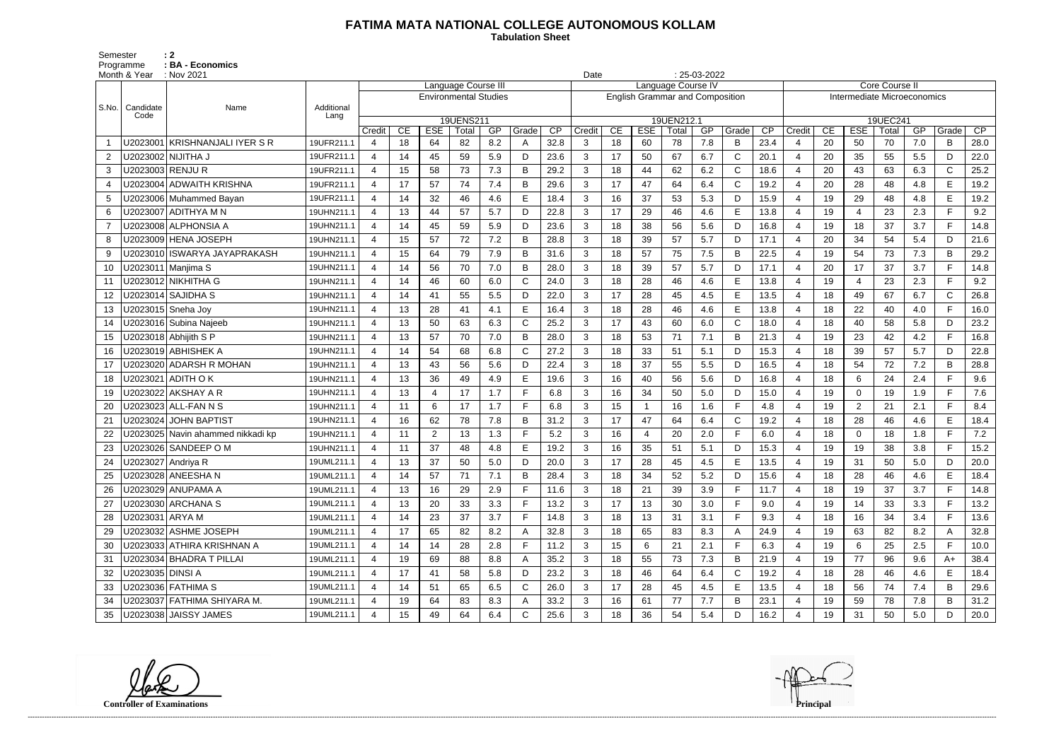# FATIMA MATA NATIONAL COLLEGE AUTONOMOUS KOLLAM

**Tabulation Sheet**

Semester : 2
Programme : BA - Economics
Month & Year : Nov 2021
Date : 25-03-2022

| S.No. | Candidate Code | Name | Additional Lang | Language Course III Environmental Studies 19UENS211 | | | | | | | Language Course IV English Grammar and Composition 19UEN212.1 | | | | | | | Core Course II Intermediate Microeconomics 19UEC241 | | | | | | |
|---|---|---|---|---|---|---|---|---|---|---|---|---|---|---|---|---|---|---|---|---|---|---|---|---|
| | | | | Credit | CE | ESE | Total | GP | Grade | CP | Credit | CE | ESE | Total | GP | Grade | CP | Credit | CE | ESE | Total | GP | Grade | CP |
| 1 | U2023001 | KRISHNANJALI IYER S R | 19UFR211.1 | 4 | 18 | 64 | 82 | 8.2 | A | 32.8 | 3 | 18 | 60 | 78 | 7.8 | B | 23.4 | 4 | 20 | 50 | 70 | 7.0 | B | 28.0 |
| 2 | U2023002 | NIJITHA J | 19UFR211.1 | 4 | 14 | 45 | 59 | 5.9 | D | 23.6 | 3 | 17 | 50 | 67 | 6.7 | C | 20.1 | 4 | 20 | 35 | 55 | 5.5 | D | 22.0 |
| 3 | U2023003 | RENJU R | 19UFR211.1 | 4 | 15 | 58 | 73 | 7.3 | B | 29.2 | 3 | 18 | 44 | 62 | 6.2 | C | 18.6 | 4 | 20 | 43 | 63 | 6.3 | C | 25.2 |
| 4 | U2023004 | ADWAITH KRISHNA | 19UFR211.1 | 4 | 17 | 57 | 74 | 7.4 | B | 29.6 | 3 | 17 | 47 | 64 | 6.4 | C | 19.2 | 4 | 20 | 28 | 48 | 4.8 | E | 19.2 |
| 5 | U2023006 | Muhammed Bayan | 19UFR211.1 | 4 | 14 | 32 | 46 | 4.6 | E | 18.4 | 3 | 16 | 37 | 53 | 5.3 | D | 15.9 | 4 | 19 | 29 | 48 | 4.8 | E | 19.2 |
| 6 | U2023007 | ADITHYA M N | 19UHN211.1 | 4 | 13 | 44 | 57 | 5.7 | D | 22.8 | 3 | 17 | 29 | 46 | 4.6 | E | 13.8 | 4 | 19 | 4 | 23 | 2.3 | F | 9.2 |
| 7 | U2023008 | ALPHONSIA A | 19UHN211.1 | 4 | 14 | 45 | 59 | 5.9 | D | 23.6 | 3 | 18 | 38 | 56 | 5.6 | D | 16.8 | 4 | 19 | 18 | 37 | 3.7 | F | 14.8 |
| 8 | U2023009 | HENA JOSEPH | 19UHN211.1 | 4 | 15 | 57 | 72 | 7.2 | B | 28.8 | 3 | 18 | 39 | 57 | 5.7 | D | 17.1 | 4 | 20 | 34 | 54 | 5.4 | D | 21.6 |
| 9 | U2023010 | ISWARYA JAYAPRAKASH | 19UHN211.1 | 4 | 15 | 64 | 79 | 7.9 | B | 31.6 | 3 | 18 | 57 | 75 | 7.5 | B | 22.5 | 4 | 19 | 54 | 73 | 7.3 | B | 29.2 |
| 10 | U2023011 | Manjima S | 19UHN211.1 | 4 | 14 | 56 | 70 | 7.0 | B | 28.0 | 3 | 18 | 39 | 57 | 5.7 | D | 17.1 | 4 | 20 | 17 | 37 | 3.7 | F | 14.8 |
| 11 | U2023012 | NIKHITHA G | 19UHN211.1 | 4 | 14 | 46 | 60 | 6.0 | C | 24.0 | 3 | 18 | 28 | 46 | 4.6 | E | 13.8 | 4 | 19 | 4 | 23 | 2.3 | F | 9.2 |
| 12 | U2023014 | SAJIDHA S | 19UHN211.1 | 4 | 14 | 41 | 55 | 5.5 | D | 22.0 | 3 | 17 | 28 | 45 | 4.5 | E | 13.5 | 4 | 18 | 49 | 67 | 6.7 | C | 26.8 |
| 13 | U2023015 | Sneha Joy | 19UHN211.1 | 4 | 13 | 28 | 41 | 4.1 | E | 16.4 | 3 | 18 | 28 | 46 | 4.6 | E | 13.8 | 4 | 18 | 22 | 40 | 4.0 | F | 16.0 |
| 14 | U2023016 | Subina Najeeb | 19UHN211.1 | 4 | 13 | 50 | 63 | 6.3 | C | 25.2 | 3 | 17 | 43 | 60 | 6.0 | C | 18.0 | 4 | 18 | 40 | 58 | 5.8 | D | 23.2 |
| 15 | U2023018 | Abhijith S P | 19UHN211.1 | 4 | 13 | 57 | 70 | 7.0 | B | 28.0 | 3 | 18 | 53 | 71 | 7.1 | B | 21.3 | 4 | 19 | 23 | 42 | 4.2 | F | 16.8 |
| 16 | U2023019 | ABHISHEK A | 19UHN211.1 | 4 | 14 | 54 | 68 | 6.8 | C | 27.2 | 3 | 18 | 33 | 51 | 5.1 | D | 15.3 | 4 | 18 | 39 | 57 | 5.7 | D | 22.8 |
| 17 | U2023020 | ADARSH R MOHAN | 19UHN211.1 | 4 | 13 | 43 | 56 | 5.6 | D | 22.4 | 3 | 18 | 37 | 55 | 5.5 | D | 16.5 | 4 | 18 | 54 | 72 | 7.2 | B | 28.8 |
| 18 | U2023021 | ADITH O K | 19UHN211.1 | 4 | 13 | 36 | 49 | 4.9 | E | 19.6 | 3 | 16 | 40 | 56 | 5.6 | D | 16.8 | 4 | 18 | 6 | 24 | 2.4 | F | 9.6 |
| 19 | U2023022 | AKSHAY A R | 19UHN211.1 | 4 | 13 | 4 | 17 | 1.7 | F | 6.8 | 3 | 16 | 34 | 50 | 5.0 | D | 15.0 | 4 | 19 | 0 | 19 | 1.9 | F | 7.6 |
| 20 | U2023023 | ALL-FAN N S | 19UHN211.1 | 4 | 11 | 6 | 17 | 1.7 | F | 6.8 | 3 | 15 | 1 | 16 | 1.6 | F | 4.8 | 4 | 19 | 2 | 21 | 2.1 | F | 8.4 |
| 21 | U2023024 | JOHN BAPTIST | 19UHN211.1 | 4 | 16 | 62 | 78 | 7.8 | B | 31.2 | 3 | 17 | 47 | 64 | 6.4 | C | 19.2 | 4 | 18 | 28 | 46 | 4.6 | E | 18.4 |
| 22 | U2023025 | Navin ahammed nikkadi kp | 19UHN211.1 | 4 | 11 | 2 | 13 | 1.3 | F | 5.2 | 3 | 16 | 4 | 20 | 2.0 | F | 6.0 | 4 | 18 | 0 | 18 | 1.8 | F | 7.2 |
| 23 | U2023026 | SANDEEP O M | 19UHN211.1 | 4 | 11 | 37 | 48 | 4.8 | E | 19.2 | 3 | 16 | 35 | 51 | 5.1 | D | 15.3 | 4 | 19 | 19 | 38 | 3.8 | F | 15.2 |
| 24 | U2023027 | Andriya R | 19UML211.1 | 4 | 13 | 37 | 50 | 5.0 | D | 20.0 | 3 | 17 | 28 | 45 | 4.5 | E | 13.5 | 4 | 19 | 31 | 50 | 5.0 | D | 20.0 |
| 25 | U2023028 | ANEESHA N | 19UML211.1 | 4 | 14 | 57 | 71 | 7.1 | B | 28.4 | 3 | 18 | 34 | 52 | 5.2 | D | 15.6 | 4 | 18 | 28 | 46 | 4.6 | E | 18.4 |
| 26 | U2023029 | ANUPAMA A | 19UML211.1 | 4 | 13 | 16 | 29 | 2.9 | F | 11.6 | 3 | 18 | 21 | 39 | 3.9 | F | 11.7 | 4 | 18 | 19 | 37 | 3.7 | F | 14.8 |
| 27 | U2023030 | ARCHANA S | 19UML211.1 | 4 | 13 | 20 | 33 | 3.3 | F | 13.2 | 3 | 17 | 13 | 30 | 3.0 | F | 9.0 | 4 | 19 | 14 | 33 | 3.3 | F | 13.2 |
| 28 | U2023031 | ARYA M | 19UML211.1 | 4 | 14 | 23 | 37 | 3.7 | F | 14.8 | 3 | 18 | 13 | 31 | 3.1 | F | 9.3 | 4 | 18 | 16 | 34 | 3.4 | F | 13.6 |
| 29 | U2023032 | ASHME JOSEPH | 19UML211.1 | 4 | 17 | 65 | 82 | 8.2 | A | 32.8 | 3 | 18 | 65 | 83 | 8.3 | A | 24.9 | 4 | 19 | 63 | 82 | 8.2 | A | 32.8 |
| 30 | U2023033 | ATHIRA KRISHNAN A | 19UML211.1 | 4 | 14 | 14 | 28 | 2.8 | F | 11.2 | 3 | 15 | 6 | 21 | 2.1 | F | 6.3 | 4 | 19 | 6 | 25 | 2.5 | F | 10.0 |
| 31 | U2023034 | BHADRA T PILLAI | 19UML211.1 | 4 | 19 | 69 | 88 | 8.8 | A | 35.2 | 3 | 18 | 55 | 73 | 7.3 | B | 21.9 | 4 | 19 | 77 | 96 | 9.6 | A+ | 38.4 |
| 32 | U2023035 | DINSI A | 19UML211.1 | 4 | 17 | 41 | 58 | 5.8 | D | 23.2 | 3 | 18 | 46 | 64 | 6.4 | C | 19.2 | 4 | 18 | 28 | 46 | 4.6 | E | 18.4 |
| 33 | U2023036 | FATHIMA S | 19UML211.1 | 4 | 14 | 51 | 65 | 6.5 | C | 26.0 | 3 | 17 | 28 | 45 | 4.5 | E | 13.5 | 4 | 18 | 56 | 74 | 7.4 | B | 29.6 |
| 34 | U2023037 | FATHIMA SHIYARA M. | 19UML211.1 | 4 | 19 | 64 | 83 | 8.3 | A | 33.2 | 3 | 16 | 61 | 77 | 7.7 | B | 23.1 | 4 | 19 | 59 | 78 | 7.8 | B | 31.2 |
| 35 | U2023038 | JAISSY JAMES | 19UML211.1 | 4 | 15 | 49 | 64 | 6.4 | C | 25.6 | 3 | 18 | 36 | 54 | 5.4 | D | 16.2 | 4 | 19 | 31 | 50 | 5.0 | D | 20.0 |

Controller of Examinations

Principal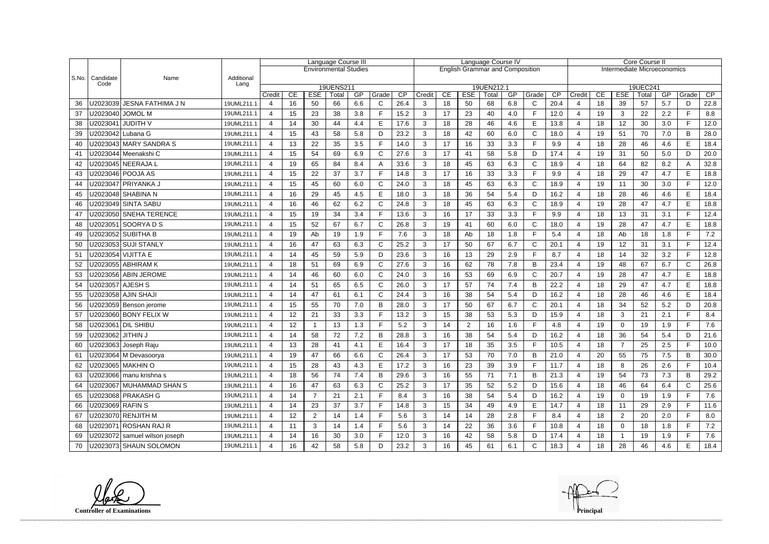| S.No. | Candidate Code | Name | Additional Lang | Language Course III Environmental Studies 19UENS211 | | | | | | | Language Course IV English Grammar and Composition 19UEN212.1 | | | | | | | Core Course II Intermediate Microeconomics 19UEC241 | | | | | | |
|---|---|---|---|---|---|---|---|---|---|---|---|---|---|---|---|---|---|---|---|---|---|---|---|---|
| | | | | Credit | CE | ESE | Total | GP | Grade | CP | Credit | CE | ESE | Total | GP | Grade | CP | Credit | CE | ESE | Total | GP | Grade | CP |
| 36 | U2023039 | JESNA FATHIMA J N | 19UML211.1 | 4 | 16 | 50 | 66 | 6.6 | C | 26.4 | 3 | 18 | 50 | 68 | 6.8 | C | 20.4 | 4 | 18 | 39 | 57 | 5.7 | D | 22.8 |
| 37 | U2023040 | JOMOL M | 19UML211.1 | 4 | 15 | 23 | 38 | 3.8 | F | 15.2 | 3 | 17 | 23 | 40 | 4.0 | F | 12.0 | 4 | 19 | 3 | 22 | 2.2 | F | 8.8 |
| 38 | U2023041 | JUDITH V | 19UML211.1 | 4 | 14 | 30 | 44 | 4.4 | E | 17.6 | 3 | 18 | 28 | 46 | 4.6 | E | 13.8 | 4 | 18 | 12 | 30 | 3.0 | F | 12.0 |
| 39 | U2023042 | Lubana G | 19UML211.1 | 4 | 15 | 43 | 58 | 5.8 | D | 23.2 | 3 | 18 | 42 | 60 | 6.0 | C | 18.0 | 4 | 19 | 51 | 70 | 7.0 | B | 28.0 |
| 40 | U2023043 | MARY SANDRA S | 19UML211.1 | 4 | 13 | 22 | 35 | 3.5 | F | 14.0 | 3 | 17 | 16 | 33 | 3.3 | F | 9.9 | 4 | 18 | 28 | 46 | 4.6 | E | 18.4 |
| 41 | U2023044 | Meenakshi C | 19UML211.1 | 4 | 15 | 54 | 69 | 6.9 | C | 27.6 | 3 | 17 | 41 | 58 | 5.8 | D | 17.4 | 4 | 19 | 31 | 50 | 5.0 | D | 20.0 |
| 42 | U2023045 | NEERAJA L | 19UML211.1 | 4 | 19 | 65 | 84 | 8.4 | A | 33.6 | 3 | 18 | 45 | 63 | 6.3 | C | 18.9 | 4 | 18 | 64 | 82 | 8.2 | A | 32.8 |
| 43 | U2023046 | POOJA AS | 19UML211.1 | 4 | 15 | 22 | 37 | 3.7 | F | 14.8 | 3 | 17 | 16 | 33 | 3.3 | F | 9.9 | 4 | 18 | 29 | 47 | 4.7 | E | 18.8 |
| 44 | U2023047 | PRIYANKA J | 19UML211.1 | 4 | 15 | 45 | 60 | 6.0 | C | 24.0 | 3 | 18 | 45 | 63 | 6.3 | C | 18.9 | 4 | 19 | 11 | 30 | 3.0 | F | 12.0 |
| 45 | U2023048 | SHABINA N | 19UML211.1 | 4 | 16 | 29 | 45 | 4.5 | E | 18.0 | 3 | 18 | 36 | 54 | 5.4 | D | 16.2 | 4 | 18 | 28 | 46 | 4.6 | E | 18.4 |
| 46 | U2023049 | SINTA SABU | 19UML211.1 | 4 | 16 | 46 | 62 | 6.2 | C | 24.8 | 3 | 18 | 45 | 63 | 6.3 | C | 18.9 | 4 | 19 | 28 | 47 | 4.7 | E | 18.8 |
| 47 | U2023050 | SNEHA TERENCE | 19UML211.1 | 4 | 15 | 19 | 34 | 3.4 | F | 13.6 | 3 | 16 | 17 | 33 | 3.3 | F | 9.9 | 4 | 18 | 13 | 31 | 3.1 | F | 12.4 |
| 48 | U2023051 | SOORYA D S | 19UML211.1 | 4 | 15 | 52 | 67 | 6.7 | C | 26.8 | 3 | 19 | 41 | 60 | 6.0 | C | 18.0 | 4 | 19 | 28 | 47 | 4.7 | E | 18.8 |
| 49 | U2023052 | SUBITHA B | 19UML211.1 | 4 | 19 | Ab | 19 | 1.9 | F | 7.6 | 3 | 18 | Ab | 18 | 1.8 | F | 5.4 | 4 | 18 | Ab | 18 | 1.8 | F | 7.2 |
| 50 | U2023053 | SUJI STANLY | 19UML211.1 | 4 | 16 | 47 | 63 | 6.3 | C | 25.2 | 3 | 17 | 50 | 67 | 6.7 | C | 20.1 | 4 | 19 | 12 | 31 | 3.1 | F | 12.4 |
| 51 | U2023054 | VIJITTA E | 19UML211.1 | 4 | 14 | 45 | 59 | 5.9 | D | 23.6 | 3 | 16 | 13 | 29 | 2.9 | F | 8.7 | 4 | 18 | 14 | 32 | 3.2 | F | 12.8 |
| 52 | U2023055 | ABHIRAM K | 19UML211.1 | 4 | 18 | 51 | 69 | 6.9 | C | 27.6 | 3 | 16 | 62 | 78 | 7.8 | B | 23.4 | 4 | 19 | 48 | 67 | 6.7 | C | 26.8 |
| 53 | U2023056 | ABIN JEROME | 19UML211.1 | 4 | 14 | 46 | 60 | 6.0 | C | 24.0 | 3 | 16 | 53 | 69 | 6.9 | C | 20.7 | 4 | 19 | 28 | 47 | 4.7 | E | 18.8 |
| 54 | U2023057 | AJESH S | 19UML211.1 | 4 | 14 | 51 | 65 | 6.5 | C | 26.0 | 3 | 17 | 57 | 74 | 7.4 | B | 22.2 | 4 | 18 | 29 | 47 | 4.7 | E | 18.8 |
| 55 | U2023058 | AJIN SHAJI | 19UML211.1 | 4 | 14 | 47 | 61 | 6.1 | C | 24.4 | 3 | 16 | 38 | 54 | 5.4 | D | 16.2 | 4 | 18 | 28 | 46 | 4.6 | E | 18.4 |
| 56 | U2023059 | Benson jerome | 19UML211.1 | 4 | 15 | 55 | 70 | 7.0 | B | 28.0 | 3 | 17 | 50 | 67 | 6.7 | C | 20.1 | 4 | 18 | 34 | 52 | 5.2 | D | 20.8 |
| 57 | U2023060 | BONY FELIX W | 19UML211.1 | 4 | 12 | 21 | 33 | 3.3 | F | 13.2 | 3 | 15 | 38 | 53 | 5.3 | D | 15.9 | 4 | 18 | 3 | 21 | 2.1 | F | 8.4 |
| 58 | U2023061 | DIL SHIBU | 19UML211.1 | 4 | 12 | 1 | 13 | 1.3 | F | 5.2 | 3 | 14 | 2 | 16 | 1.6 | F | 4.8 | 4 | 19 | 0 | 19 | 1.9 | F | 7.6 |
| 59 | U2023062 | JITHIN J | 19UML211.1 | 4 | 14 | 58 | 72 | 7.2 | B | 28.8 | 3 | 16 | 38 | 54 | 5.4 | D | 16.2 | 4 | 18 | 36 | 54 | 5.4 | D | 21.6 |
| 60 | U2023063 | Joseph Raju | 19UML211.1 | 4 | 13 | 28 | 41 | 4.1 | E | 16.4 | 3 | 17 | 18 | 35 | 3.5 | F | 10.5 | 4 | 18 | 7 | 25 | 2.5 | F | 10.0 |
| 61 | U2023064 | M Devasoorya | 19UML211.1 | 4 | 19 | 47 | 66 | 6.6 | C | 26.4 | 3 | 17 | 53 | 70 | 7.0 | B | 21.0 | 4 | 20 | 55 | 75 | 7.5 | B | 30.0 |
| 62 | U2023065 | MAKHIN O | 19UML211.1 | 4 | 15 | 28 | 43 | 4.3 | E | 17.2 | 3 | 16 | 23 | 39 | 3.9 | F | 11.7 | 4 | 18 | 8 | 26 | 2.6 | F | 10.4 |
| 63 | U2023066 | manu krishna s | 19UML211.1 | 4 | 18 | 56 | 74 | 7.4 | B | 29.6 | 3 | 16 | 55 | 71 | 7.1 | B | 21.3 | 4 | 19 | 54 | 73 | 7.3 | B | 29.2 |
| 64 | U2023067 | MUHAMMAD SHAN S | 19UML211.1 | 4 | 16 | 47 | 63 | 6.3 | C | 25.2 | 3 | 17 | 35 | 52 | 5.2 | D | 15.6 | 4 | 18 | 46 | 64 | 6.4 | C | 25.6 |
| 65 | U2023068 | PRAKASH G | 19UML211.1 | 4 | 14 | 7 | 21 | 2.1 | F | 8.4 | 3 | 16 | 38 | 54 | 5.4 | D | 16.2 | 4 | 19 | 0 | 19 | 1.9 | F | 7.6 |
| 66 | U2023069 | RAFIN S | 19UML211.1 | 4 | 14 | 23 | 37 | 3.7 | F | 14.8 | 3 | 15 | 34 | 49 | 4.9 | E | 14.7 | 4 | 18 | 11 | 29 | 2.9 | F | 11.6 |
| 67 | U2023070 | RENJITH M | 19UML211.1 | 4 | 12 | 2 | 14 | 1.4 | F | 5.6 | 3 | 14 | 14 | 28 | 2.8 | F | 8.4 | 4 | 18 | 2 | 20 | 2.0 | F | 8.0 |
| 68 | U2023071 | ROSHAN RAJ R | 19UML211.1 | 4 | 11 | 3 | 14 | 1.4 | F | 5.6 | 3 | 14 | 22 | 36 | 3.6 | F | 10.8 | 4 | 18 | 0 | 18 | 1.8 | F | 7.2 |
| 69 | U2023072 | samuel wilson joseph | 19UML211.1 | 4 | 14 | 16 | 30 | 3.0 | F | 12.0 | 3 | 16 | 42 | 58 | 5.8 | D | 17.4 | 4 | 18 | 1 | 19 | 1.9 | F | 7.6 |
| 70 | U2023073 | SHAUN SOLOMON | 19UML211.1 | 4 | 16 | 42 | 58 | 5.8 | D | 23.2 | 3 | 16 | 45 | 61 | 6.1 | C | 18.3 | 4 | 18 | 28 | 46 | 4.6 | E | 18.4 |

**Controller of Examinations**

**Principal**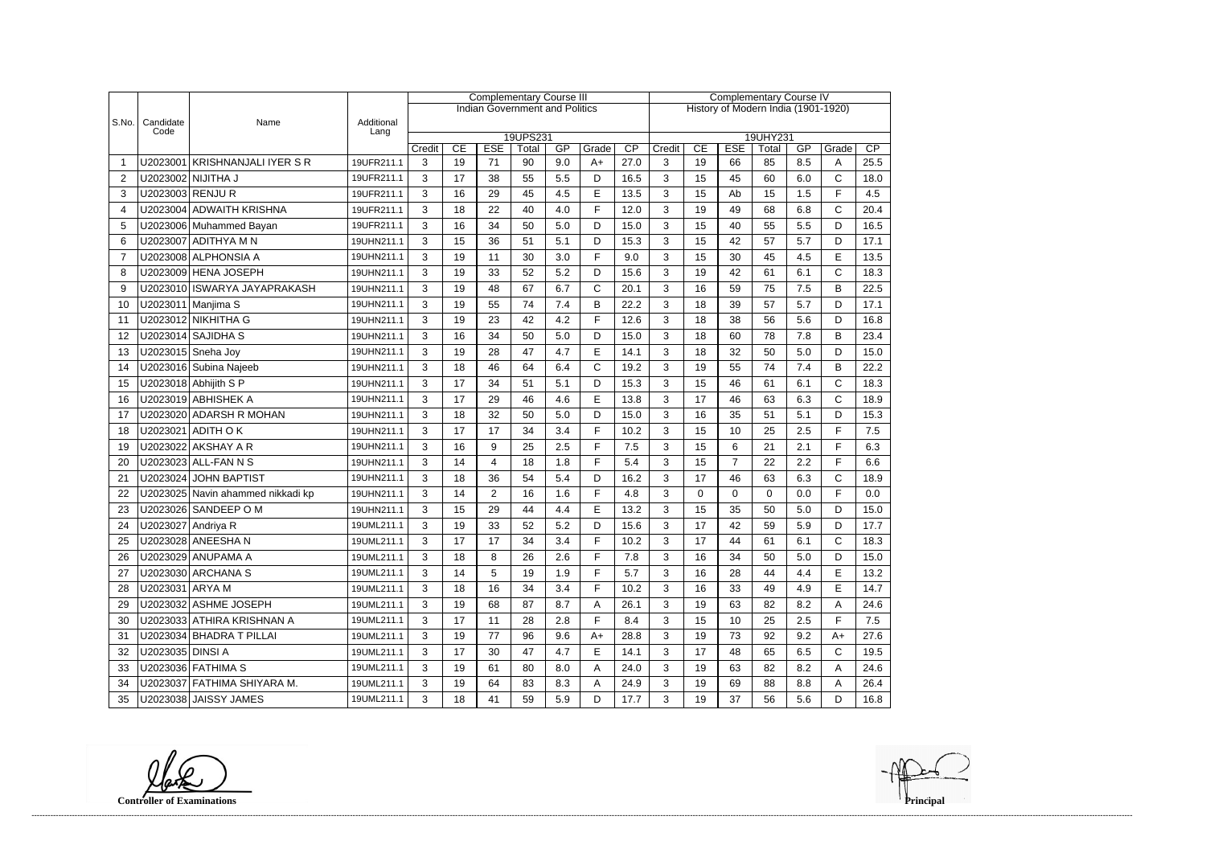| S.No. | Candidate Code | Name | Additional Lang | Complementary Course III | | | | | | | Complementary Course IV | | | | | | |
|---|---|---|---|---|---|---|---|---|---|---|---|---|---|---|---|---|---|
| | | | | Indian Government and Politics | | | | | | | History of Modern India (1901-1920) | | | | | | |
| | | | | 19UPS231 | | | | | | | 19UHY231 | | | | | | |
| | | | | Credit | CE | ESE | Total | GP | Grade | CP | Credit | CE | ESE | Total | GP | Grade | CP |
| 1 | U2023001 | KRISHNANJALI IYER S R | 19UFR211.1 | 3 | 19 | 71 | 90 | 9.0 | A+ | 27.0 | 3 | 19 | 66 | 85 | 8.5 | A | 25.5 |
| 2 | U2023002 | NIJITHA J | 19UFR211.1 | 3 | 17 | 38 | 55 | 5.5 | D | 16.5 | 3 | 15 | 45 | 60 | 6.0 | C | 18.0 |
| 3 | U2023003 | RENJU R | 19UFR211.1 | 3 | 16 | 29 | 45 | 4.5 | E | 13.5 | 3 | 15 | Ab | 15 | 1.5 | F | 4.5 |
| 4 | U2023004 | ADWAITH KRISHNA | 19UFR211.1 | 3 | 18 | 22 | 40 | 4.0 | F | 12.0 | 3 | 19 | 49 | 68 | 6.8 | C | 20.4 |
| 5 | U2023006 | Muhammed Bayan | 19UFR211.1 | 3 | 16 | 34 | 50 | 5.0 | D | 15.0 | 3 | 15 | 40 | 55 | 5.5 | D | 16.5 |
| 6 | U2023007 | ADITHYA M N | 19UHN211.1 | 3 | 15 | 36 | 51 | 5.1 | D | 15.3 | 3 | 15 | 42 | 57 | 5.7 | D | 17.1 |
| 7 | U2023008 | ALPHONSIA A | 19UHN211.1 | 3 | 19 | 11 | 30 | 3.0 | F | 9.0 | 3 | 15 | 30 | 45 | 4.5 | E | 13.5 |
| 8 | U2023009 | HENA JOSEPH | 19UHN211.1 | 3 | 19 | 33 | 52 | 5.2 | D | 15.6 | 3 | 19 | 42 | 61 | 6.1 | C | 18.3 |
| 9 | U2023010 | ISWARYA JAYAPRAKASH | 19UHN211.1 | 3 | 19 | 48 | 67 | 6.7 | C | 20.1 | 3 | 16 | 59 | 75 | 7.5 | B | 22.5 |
| 10 | U2023011 | Manjima S | 19UHN211.1 | 3 | 19 | 55 | 74 | 7.4 | B | 22.2 | 3 | 18 | 39 | 57 | 5.7 | D | 17.1 |
| 11 | U2023012 | NIKHITHA G | 19UHN211.1 | 3 | 19 | 23 | 42 | 4.2 | F | 12.6 | 3 | 18 | 38 | 56 | 5.6 | D | 16.8 |
| 12 | U2023014 | SAJIDHA S | 19UHN211.1 | 3 | 16 | 34 | 50 | 5.0 | D | 15.0 | 3 | 18 | 60 | 78 | 7.8 | B | 23.4 |
| 13 | U2023015 | Sneha Joy | 19UHN211.1 | 3 | 19 | 28 | 47 | 4.7 | E | 14.1 | 3 | 18 | 32 | 50 | 5.0 | D | 15.0 |
| 14 | U2023016 | Subina Najeeb | 19UHN211.1 | 3 | 18 | 46 | 64 | 6.4 | C | 19.2 | 3 | 19 | 55 | 74 | 7.4 | B | 22.2 |
| 15 | U2023018 | Abhijith S P | 19UHN211.1 | 3 | 17 | 34 | 51 | 5.1 | D | 15.3 | 3 | 15 | 46 | 61 | 6.1 | C | 18.3 |
| 16 | U2023019 | ABHISHEK A | 19UHN211.1 | 3 | 17 | 29 | 46 | 4.6 | E | 13.8 | 3 | 17 | 46 | 63 | 6.3 | C | 18.9 |
| 17 | U2023020 | ADARSH R MOHAN | 19UHN211.1 | 3 | 18 | 32 | 50 | 5.0 | D | 15.0 | 3 | 16 | 35 | 51 | 5.1 | D | 15.3 |
| 18 | U2023021 | ADITH O K | 19UHN211.1 | 3 | 17 | 17 | 34 | 3.4 | F | 10.2 | 3 | 15 | 10 | 25 | 2.5 | F | 7.5 |
| 19 | U2023022 | AKSHAY A R | 19UHN211.1 | 3 | 16 | 9 | 25 | 2.5 | F | 7.5 | 3 | 15 | 6 | 21 | 2.1 | F | 6.3 |
| 20 | U2023023 | ALL-FAN N S | 19UHN211.1 | 3 | 14 | 4 | 18 | 1.8 | F | 5.4 | 3 | 15 | 7 | 22 | 2.2 | F | 6.6 |
| 21 | U2023024 | JOHN BAPTIST | 19UHN211.1 | 3 | 18 | 36 | 54 | 5.4 | D | 16.2 | 3 | 17 | 46 | 63 | 6.3 | C | 18.9 |
| 22 | U2023025 | Navin ahammed nikkadi kp | 19UHN211.1 | 3 | 14 | 2 | 16 | 1.6 | F | 4.8 | 3 | 0 | 0 | 0 | 0.0 | F | 0.0 |
| 23 | U2023026 | SANDEEP O M | 19UHN211.1 | 3 | 15 | 29 | 44 | 4.4 | E | 13.2 | 3 | 15 | 35 | 50 | 5.0 | D | 15.0 |
| 24 | U2023027 | Andriya R | 19UML211.1 | 3 | 19 | 33 | 52 | 5.2 | D | 15.6 | 3 | 17 | 42 | 59 | 5.9 | D | 17.7 |
| 25 | U2023028 | ANEESHA N | 19UML211.1 | 3 | 17 | 17 | 34 | 3.4 | F | 10.2 | 3 | 17 | 44 | 61 | 6.1 | C | 18.3 |
| 26 | U2023029 | ANUPAMA A | 19UML211.1 | 3 | 18 | 8 | 26 | 2.6 | F | 7.8 | 3 | 16 | 34 | 50 | 5.0 | D | 15.0 |
| 27 | U2023030 | ARCHANA S | 19UML211.1 | 3 | 14 | 5 | 19 | 1.9 | F | 5.7 | 3 | 16 | 28 | 44 | 4.4 | E | 13.2 |
| 28 | U2023031 | ARYA M | 19UML211.1 | 3 | 18 | 16 | 34 | 3.4 | F | 10.2 | 3 | 16 | 33 | 49 | 4.9 | E | 14.7 |
| 29 | U2023032 | ASHME JOSEPH | 19UML211.1 | 3 | 19 | 68 | 87 | 8.7 | A | 26.1 | 3 | 19 | 63 | 82 | 8.2 | A | 24.6 |
| 30 | U2023033 | ATHIRA KRISHNAN A | 19UML211.1 | 3 | 17 | 11 | 28 | 2.8 | F | 8.4 | 3 | 15 | 10 | 25 | 2.5 | F | 7.5 |
| 31 | U2023034 | BHADRA T PILLAI | 19UML211.1 | 3 | 19 | 77 | 96 | 9.6 | A+ | 28.8 | 3 | 19 | 73 | 92 | 9.2 | A+ | 27.6 |
| 32 | U2023035 | DINSI A | 19UML211.1 | 3 | 17 | 30 | 47 | 4.7 | E | 14.1 | 3 | 17 | 48 | 65 | 6.5 | C | 19.5 |
| 33 | U2023036 | FATHIMA S | 19UML211.1 | 3 | 19 | 61 | 80 | 8.0 | A | 24.0 | 3 | 19 | 63 | 82 | 8.2 | A | 24.6 |
| 34 | U2023037 | FATHIMA SHIYARA M. | 19UML211.1 | 3 | 19 | 64 | 83 | 8.3 | A | 24.9 | 3 | 19 | 69 | 88 | 8.8 | A | 26.4 |
| 35 | U2023038 | JAISSY JAMES | 19UML211.1 | 3 | 18 | 41 | 59 | 5.9 | D | 17.7 | 3 | 19 | 37 | 56 | 5.6 | D | 16.8 |

**Controller of Examinations** **Principal**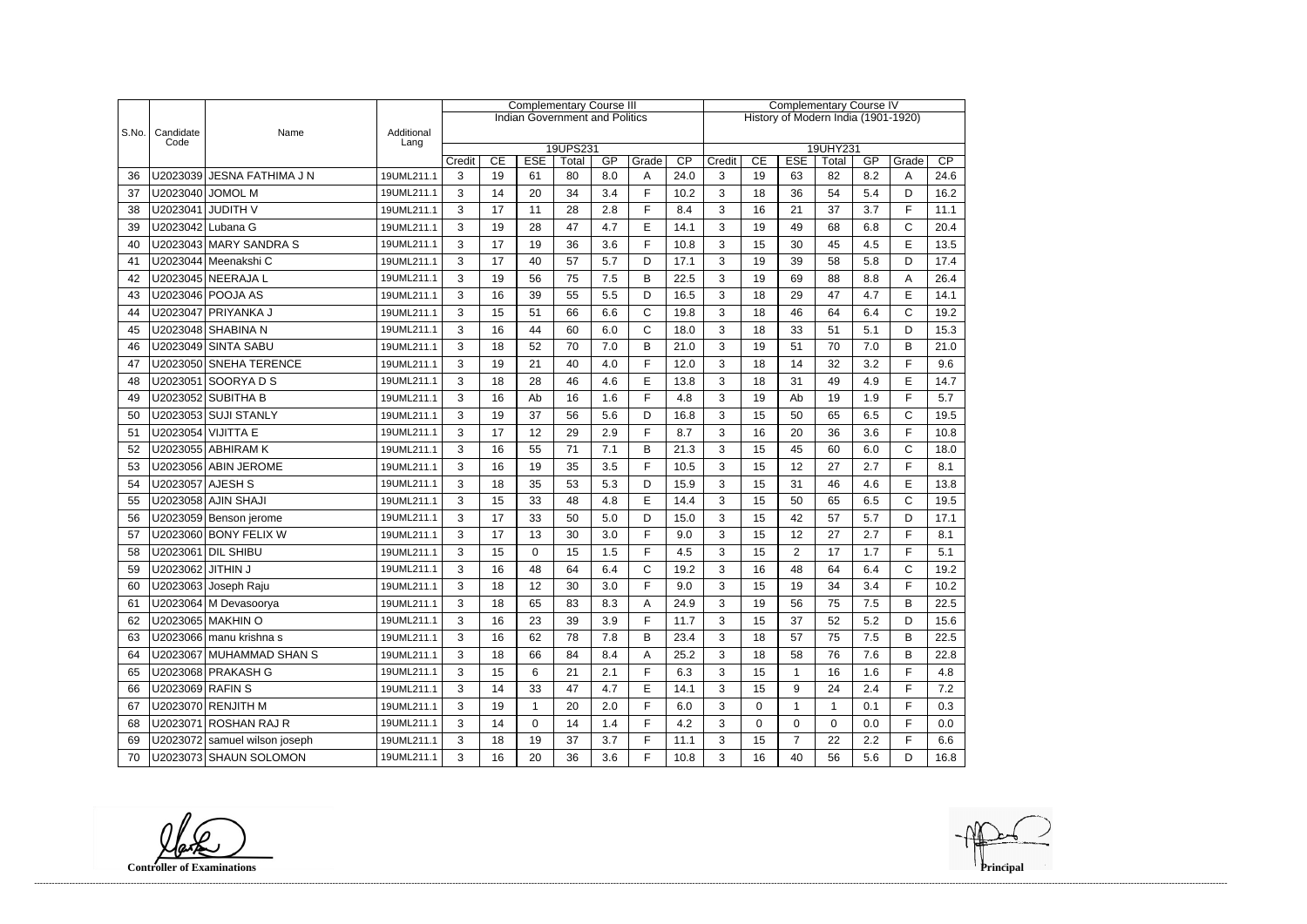| S.No. | Candidate Code | Name | Additional Lang | Complementary Course III | | | | | | | Complementary Course IV | | | | | | |
|---|---|---|---|---|---|---|---|---|---|---|---|---|---|---|---|---|---|
| | | | | Indian Government and Politics | | | | | | | History of Modern India (1901-1920) | | | | | | |
| | | | | 19UPS231 | | | | | | | 19UHY231 | | | | | | |
| | | | | Credit | CE | ESE | Total | GP | Grade | CP | Credit | CE | ESE | Total | GP | Grade | CP |
| 36 | U2023039 | JESNA FATHIMA J N | 19UML211.1 | 3 | 19 | 61 | 80 | 8.0 | A | 24.0 | 3 | 19 | 63 | 82 | 8.2 | A | 24.6 |
| 37 | U2023040 | JOMOL M | 19UML211.1 | 3 | 14 | 20 | 34 | 3.4 | F | 10.2 | 3 | 18 | 36 | 54 | 5.4 | D | 16.2 |
| 38 | U2023041 | JUDITH V | 19UML211.1 | 3 | 17 | 11 | 28 | 2.8 | F | 8.4 | 3 | 16 | 21 | 37 | 3.7 | F | 11.1 |
| 39 | U2023042 | Lubana G | 19UML211.1 | 3 | 19 | 28 | 47 | 4.7 | E | 14.1 | 3 | 19 | 49 | 68 | 6.8 | C | 20.4 |
| 40 | U2023043 | MARY SANDRA S | 19UML211.1 | 3 | 17 | 19 | 36 | 3.6 | F | 10.8 | 3 | 15 | 30 | 45 | 4.5 | E | 13.5 |
| 41 | U2023044 | Meenakshi C | 19UML211.1 | 3 | 17 | 40 | 57 | 5.7 | D | 17.1 | 3 | 19 | 39 | 58 | 5.8 | D | 17.4 |
| 42 | U2023045 | NEERAJA L | 19UML211.1 | 3 | 19 | 56 | 75 | 7.5 | B | 22.5 | 3 | 19 | 69 | 88 | 8.8 | A | 26.4 |
| 43 | U2023046 | POOJA AS | 19UML211.1 | 3 | 16 | 39 | 55 | 5.5 | D | 16.5 | 3 | 18 | 29 | 47 | 4.7 | E | 14.1 |
| 44 | U2023047 | PRIYANKA J | 19UML211.1 | 3 | 15 | 51 | 66 | 6.6 | C | 19.8 | 3 | 18 | 46 | 64 | 6.4 | C | 19.2 |
| 45 | U2023048 | SHABINA N | 19UML211.1 | 3 | 16 | 44 | 60 | 6.0 | C | 18.0 | 3 | 18 | 33 | 51 | 5.1 | D | 15.3 |
| 46 | U2023049 | SINTA SABU | 19UML211.1 | 3 | 18 | 52 | 70 | 7.0 | B | 21.0 | 3 | 19 | 51 | 70 | 7.0 | B | 21.0 |
| 47 | U2023050 | SNEHA TERENCE | 19UML211.1 | 3 | 19 | 21 | 40 | 4.0 | F | 12.0 | 3 | 18 | 14 | 32 | 3.2 | F | 9.6 |
| 48 | U2023051 | SOORYA D S | 19UML211.1 | 3 | 18 | 28 | 46 | 4.6 | E | 13.8 | 3 | 18 | 31 | 49 | 4.9 | E | 14.7 |
| 49 | U2023052 | SUBITHA B | 19UML211.1 | 3 | 16 | Ab | 16 | 1.6 | F | 4.8 | 3 | 19 | Ab | 19 | 1.9 | F | 5.7 |
| 50 | U2023053 | SUJI STANLY | 19UML211.1 | 3 | 19 | 37 | 56 | 5.6 | D | 16.8 | 3 | 15 | 50 | 65 | 6.5 | C | 19.5 |
| 51 | U2023054 | VIJITTA E | 19UML211.1 | 3 | 17 | 12 | 29 | 2.9 | F | 8.7 | 3 | 16 | 20 | 36 | 3.6 | F | 10.8 |
| 52 | U2023055 | ABHIRAM K | 19UML211.1 | 3 | 16 | 55 | 71 | 7.1 | B | 21.3 | 3 | 15 | 45 | 60 | 6.0 | C | 18.0 |
| 53 | U2023056 | ABIN JEROME | 19UML211.1 | 3 | 16 | 19 | 35 | 3.5 | F | 10.5 | 3 | 15 | 12 | 27 | 2.7 | F | 8.1 |
| 54 | U2023057 | AJESH S | 19UML211.1 | 3 | 18 | 35 | 53 | 5.3 | D | 15.9 | 3 | 15 | 31 | 46 | 4.6 | E | 13.8 |
| 55 | U2023058 | AJIN SHAJI | 19UML211.1 | 3 | 15 | 33 | 48 | 4.8 | E | 14.4 | 3 | 15 | 50 | 65 | 6.5 | C | 19.5 |
| 56 | U2023059 | Benson jerome | 19UML211.1 | 3 | 17 | 33 | 50 | 5.0 | D | 15.0 | 3 | 15 | 42 | 57 | 5.7 | D | 17.1 |
| 57 | U2023060 | BONY FELIX W | 19UML211.1 | 3 | 17 | 13 | 30 | 3.0 | F | 9.0 | 3 | 15 | 12 | 27 | 2.7 | F | 8.1 |
| 58 | U2023061 | DIL SHIBU | 19UML211.1 | 3 | 15 | 0 | 15 | 1.5 | F | 4.5 | 3 | 15 | 2 | 17 | 1.7 | F | 5.1 |
| 59 | U2023062 | JITHIN J | 19UML211.1 | 3 | 16 | 48 | 64 | 6.4 | C | 19.2 | 3 | 16 | 48 | 64 | 6.4 | C | 19.2 |
| 60 | U2023063 | Joseph Raju | 19UML211.1 | 3 | 18 | 12 | 30 | 3.0 | F | 9.0 | 3 | 15 | 19 | 34 | 3.4 | F | 10.2 |
| 61 | U2023064 | M Devasoorya | 19UML211.1 | 3 | 18 | 65 | 83 | 8.3 | A | 24.9 | 3 | 19 | 56 | 75 | 7.5 | B | 22.5 |
| 62 | U2023065 | MAKHIN O | 19UML211.1 | 3 | 16 | 23 | 39 | 3.9 | F | 11.7 | 3 | 15 | 37 | 52 | 5.2 | D | 15.6 |
| 63 | U2023066 | manu krishna s | 19UML211.1 | 3 | 16 | 62 | 78 | 7.8 | B | 23.4 | 3 | 18 | 57 | 75 | 7.5 | B | 22.5 |
| 64 | U2023067 | MUHAMMAD SHAN S | 19UML211.1 | 3 | 18 | 66 | 84 | 8.4 | A | 25.2 | 3 | 18 | 58 | 76 | 7.6 | B | 22.8 |
| 65 | U2023068 | PRAKASH G | 19UML211.1 | 3 | 15 | 6 | 21 | 2.1 | F | 6.3 | 3 | 15 | 1 | 16 | 1.6 | F | 4.8 |
| 66 | U2023069 | RAFIN S | 19UML211.1 | 3 | 14 | 33 | 47 | 4.7 | E | 14.1 | 3 | 15 | 9 | 24 | 2.4 | F | 7.2 |
| 67 | U2023070 | RENJITH M | 19UML211.1 | 3 | 19 | 1 | 20 | 2.0 | F | 6.0 | 3 | 0 | 1 | 1 | 0.1 | F | 0.3 |
| 68 | U2023071 | ROSHAN RAJ R | 19UML211.1 | 3 | 14 | 0 | 14 | 1.4 | F | 4.2 | 3 | 0 | 0 | 0 | 0.0 | F | 0.0 |
| 69 | U2023072 | samuel wilson joseph | 19UML211.1 | 3 | 18 | 19 | 37 | 3.7 | F | 11.1 | 3 | 15 | 7 | 22 | 2.2 | F | 6.6 |
| 70 | U2023073 | SHAUN SOLOMON | 19UML211.1 | 3 | 16 | 20 | 36 | 3.6 | F | 10.8 | 3 | 16 | 40 | 56 | 5.6 | D | 16.8 |

**Controller of Examinations**

**Principal**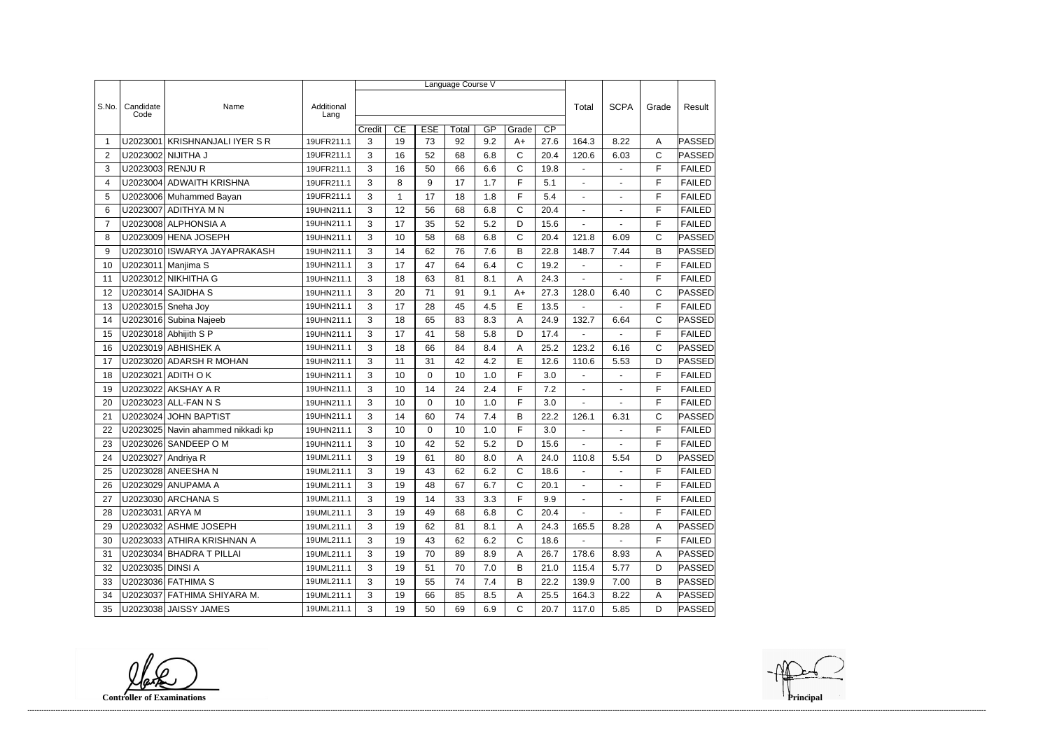| S.No. | Candidate Code | Name | Additional Lang | Language Course V | | | | | | | Total | SCPA | Grade | Result |
|---|---|---|---|---|---|---|---|---|---|---|---|---|---|---|
| | | | | Credit | CE | ESE | Total | GP | Grade | CP | | | | |
| 1 | U2023001 | KRISHNANJALI IYER S R | 19UFR211.1 | 3 | 19 | 73 | 92 | 9.2 | A+ | 27.6 | 164.3 | 8.22 | A | PASSED |
| 2 | U2023002 | NIJITHA J | 19UFR211.1 | 3 | 16 | 52 | 68 | 6.8 | C | 20.4 | 120.6 | 6.03 | C | PASSED |
| 3 | U2023003 | RENJU R | 19UFR211.1 | 3 | 16 | 50 | 66 | 6.6 | C | 19.8 | - | - | F | FAILED |
| 4 | U2023004 | ADWAITH KRISHNA | 19UFR211.1 | 3 | 8 | 9 | 17 | 1.7 | F | 5.1 | - | - | F | FAILED |
| 5 | U2023006 | Muhammed Bayan | 19UFR211.1 | 3 | 1 | 17 | 18 | 1.8 | F | 5.4 | - | - | F | FAILED |
| 6 | U2023007 | ADITHYA M N | 19UHN211.1 | 3 | 12 | 56 | 68 | 6.8 | C | 20.4 | - | - | F | FAILED |
| 7 | U2023008 | ALPHONSIA A | 19UHN211.1 | 3 | 17 | 35 | 52 | 5.2 | D | 15.6 | - | - | F | FAILED |
| 8 | U2023009 | HENA JOSEPH | 19UHN211.1 | 3 | 10 | 58 | 68 | 6.8 | C | 20.4 | 121.8 | 6.09 | C | PASSED |
| 9 | U2023010 | ISWARYA JAYAPRAKASH | 19UHN211.1 | 3 | 14 | 62 | 76 | 7.6 | B | 22.8 | 148.7 | 7.44 | B | PASSED |
| 10 | U2023011 | Manjima S | 19UHN211.1 | 3 | 17 | 47 | 64 | 6.4 | C | 19.2 | - | - | F | FAILED |
| 11 | U2023012 | NIKHITHA G | 19UHN211.1 | 3 | 18 | 63 | 81 | 8.1 | A | 24.3 | - | - | F | FAILED |
| 12 | U2023014 | SAJIDHA S | 19UHN211.1 | 3 | 20 | 71 | 91 | 9.1 | A+ | 27.3 | 128.0 | 6.40 | C | PASSED |
| 13 | U2023015 | Sneha Joy | 19UHN211.1 | 3 | 17 | 28 | 45 | 4.5 | E | 13.5 | - | - | F | FAILED |
| 14 | U2023016 | Subina Najeeb | 19UHN211.1 | 3 | 18 | 65 | 83 | 8.3 | A | 24.9 | 132.7 | 6.64 | C | PASSED |
| 15 | U2023018 | Abhijith S P | 19UHN211.1 | 3 | 17 | 41 | 58 | 5.8 | D | 17.4 | - | - | F | FAILED |
| 16 | U2023019 | ABHISHEK A | 19UHN211.1 | 3 | 18 | 66 | 84 | 8.4 | A | 25.2 | 123.2 | 6.16 | C | PASSED |
| 17 | U2023020 | ADARSH R MOHAN | 19UHN211.1 | 3 | 11 | 31 | 42 | 4.2 | E | 12.6 | 110.6 | 5.53 | D | PASSED |
| 18 | U2023021 | ADITH O K | 19UHN211.1 | 3 | 10 | 0 | 10 | 1.0 | F | 3.0 | - | - | F | FAILED |
| 19 | U2023022 | AKSHAY A R | 19UHN211.1 | 3 | 10 | 14 | 24 | 2.4 | F | 7.2 | - | - | F | FAILED |
| 20 | U2023023 | ALL-FAN N S | 19UHN211.1 | 3 | 10 | 0 | 10 | 1.0 | F | 3.0 | - | - | F | FAILED |
| 21 | U2023024 | JOHN BAPTIST | 19UHN211.1 | 3 | 14 | 60 | 74 | 7.4 | B | 22.2 | 126.1 | 6.31 | C | PASSED |
| 22 | U2023025 | Navin ahammed nikkadi kp | 19UHN211.1 | 3 | 10 | 0 | 10 | 1.0 | F | 3.0 | - | - | F | FAILED |
| 23 | U2023026 | SANDEEP O M | 19UHN211.1 | 3 | 10 | 42 | 52 | 5.2 | D | 15.6 | - | - | F | FAILED |
| 24 | U2023027 | Andriya R | 19UML211.1 | 3 | 19 | 61 | 80 | 8.0 | A | 24.0 | 110.8 | 5.54 | D | PASSED |
| 25 | U2023028 | ANEESHA N | 19UML211.1 | 3 | 19 | 43 | 62 | 6.2 | C | 18.6 | - | - | F | FAILED |
| 26 | U2023029 | ANUPAMA A | 19UML211.1 | 3 | 19 | 48 | 67 | 6.7 | C | 20.1 | - | - | F | FAILED |
| 27 | U2023030 | ARCHANA S | 19UML211.1 | 3 | 19 | 14 | 33 | 3.3 | F | 9.9 | - | - | F | FAILED |
| 28 | U2023031 | ARYA M | 19UML211.1 | 3 | 19 | 49 | 68 | 6.8 | C | 20.4 | - | - | F | FAILED |
| 29 | U2023032 | ASHME JOSEPH | 19UML211.1 | 3 | 19 | 62 | 81 | 8.1 | A | 24.3 | 165.5 | 8.28 | A | PASSED |
| 30 | U2023033 | ATHIRA KRISHNAN A | 19UML211.1 | 3 | 19 | 43 | 62 | 6.2 | C | 18.6 | - | - | F | FAILED |
| 31 | U2023034 | BHADRA T PILLAI | 19UML211.1 | 3 | 19 | 70 | 89 | 8.9 | A | 26.7 | 178.6 | 8.93 | A | PASSED |
| 32 | U2023035 | DINSI A | 19UML211.1 | 3 | 19 | 51 | 70 | 7.0 | B | 21.0 | 115.4 | 5.77 | D | PASSED |
| 33 | U2023036 | FATHIMA S | 19UML211.1 | 3 | 19 | 55 | 74 | 7.4 | B | 22.2 | 139.9 | 7.00 | B | PASSED |
| 34 | U2023037 | FATHIMA SHIYARA M. | 19UML211.1 | 3 | 19 | 66 | 85 | 8.5 | A | 25.5 | 164.3 | 8.22 | A | PASSED |
| 35 | U2023038 | JAISSY JAMES | 19UML211.1 | 3 | 19 | 50 | 69 | 6.9 | C | 20.7 | 117.0 | 5.85 | D | PASSED |

**Controller of Examinations** **Principal**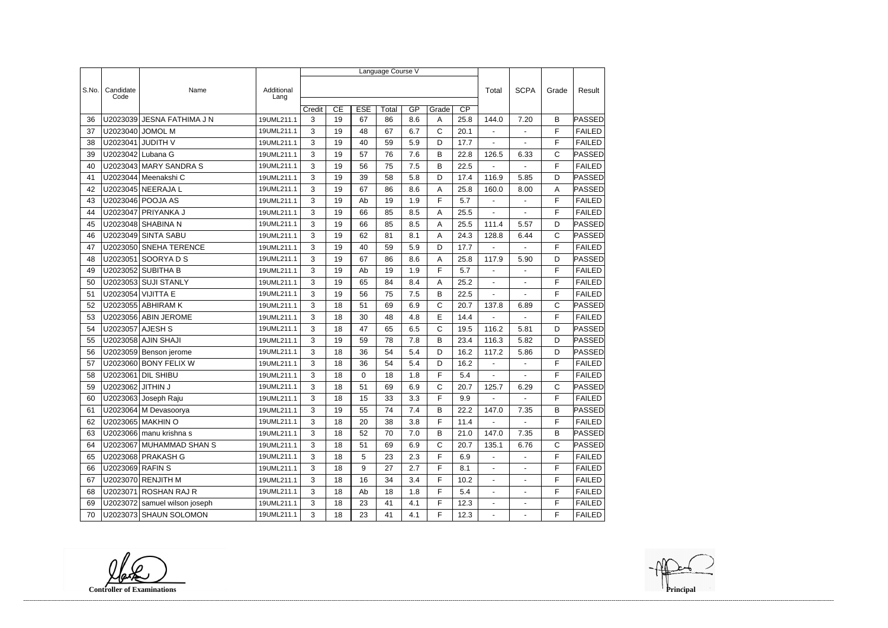| S.No. | Candidate Code | Name | Additional Lang | Language Course V | | | | | | | Total | SCPA | Grade | Result |
|---|---|---|---|---|---|---|---|---|---|---|---|---|---|---|
| | | | | Credit | CE | ESE | Total | GP | Grade | CP | | | | |
| 36 | U2023039 | JESNA FATHIMA J N | 19UML211.1 | 3 | 19 | 67 | 86 | 8.6 | A | 25.8 | 144.0 | 7.20 | B | PASSED |
| 37 | U2023040 | JOMOL M | 19UML211.1 | 3 | 19 | 48 | 67 | 6.7 | C | 20.1 | - | - | F | FAILED |
| 38 | U2023041 | JUDITH V | 19UML211.1 | 3 | 19 | 40 | 59 | 5.9 | D | 17.7 | - | - | F | FAILED |
| 39 | U2023042 | Lubana G | 19UML211.1 | 3 | 19 | 57 | 76 | 7.6 | B | 22.8 | 126.5 | 6.33 | C | PASSED |
| 40 | U2023043 | MARY SANDRA S | 19UML211.1 | 3 | 19 | 56 | 75 | 7.5 | B | 22.5 | - | - | F | FAILED |
| 41 | U2023044 | Meenakshi C | 19UML211.1 | 3 | 19 | 39 | 58 | 5.8 | D | 17.4 | 116.9 | 5.85 | D | PASSED |
| 42 | U2023045 | NEERAJA L | 19UML211.1 | 3 | 19 | 67 | 86 | 8.6 | A | 25.8 | 160.0 | 8.00 | A | PASSED |
| 43 | U2023046 | POOJA AS | 19UML211.1 | 3 | 19 | Ab | 19 | 1.9 | F | 5.7 | - | - | F | FAILED |
| 44 | U2023047 | PRIYANKA J | 19UML211.1 | 3 | 19 | 66 | 85 | 8.5 | A | 25.5 | - | - | F | FAILED |
| 45 | U2023048 | SHABINA N | 19UML211.1 | 3 | 19 | 66 | 85 | 8.5 | A | 25.5 | 111.4 | 5.57 | D | PASSED |
| 46 | U2023049 | SINTA SABU | 19UML211.1 | 3 | 19 | 62 | 81 | 8.1 | A | 24.3 | 128.8 | 6.44 | C | PASSED |
| 47 | U2023050 | SNEHA TERENCE | 19UML211.1 | 3 | 19 | 40 | 59 | 5.9 | D | 17.7 | - | - | F | FAILED |
| 48 | U2023051 | SOORYA D S | 19UML211.1 | 3 | 19 | 67 | 86 | 8.6 | A | 25.8 | 117.9 | 5.90 | D | PASSED |
| 49 | U2023052 | SUBITHA B | 19UML211.1 | 3 | 19 | Ab | 19 | 1.9 | F | 5.7 | - | - | F | FAILED |
| 50 | U2023053 | SUJI STANLY | 19UML211.1 | 3 | 19 | 65 | 84 | 8.4 | A | 25.2 | - | - | F | FAILED |
| 51 | U2023054 | VIJITTA E | 19UML211.1 | 3 | 19 | 56 | 75 | 7.5 | B | 22.5 | - | - | F | FAILED |
| 52 | U2023055 | ABHIRAM K | 19UML211.1 | 3 | 18 | 51 | 69 | 6.9 | C | 20.7 | 137.8 | 6.89 | C | PASSED |
| 53 | U2023056 | ABIN JEROME | 19UML211.1 | 3 | 18 | 30 | 48 | 4.8 | E | 14.4 | - | - | F | FAILED |
| 54 | U2023057 | AJESH S | 19UML211.1 | 3 | 18 | 47 | 65 | 6.5 | C | 19.5 | 116.2 | 5.81 | D | PASSED |
| 55 | U2023058 | AJIN SHAJI | 19UML211.1 | 3 | 19 | 59 | 78 | 7.8 | B | 23.4 | 116.3 | 5.82 | D | PASSED |
| 56 | U2023059 | Benson jerome | 19UML211.1 | 3 | 18 | 36 | 54 | 5.4 | D | 16.2 | 117.2 | 5.86 | D | PASSED |
| 57 | U2023060 | BONY FELIX W | 19UML211.1 | 3 | 18 | 36 | 54 | 5.4 | D | 16.2 | - | - | F | FAILED |
| 58 | U2023061 | DIL SHIBU | 19UML211.1 | 3 | 18 | 0 | 18 | 1.8 | F | 5.4 | - | - | F | FAILED |
| 59 | U2023062 | JITHIN J | 19UML211.1 | 3 | 18 | 51 | 69 | 6.9 | C | 20.7 | 125.7 | 6.29 | C | PASSED |
| 60 | U2023063 | Joseph Raju | 19UML211.1 | 3 | 18 | 15 | 33 | 3.3 | F | 9.9 | - | - | F | FAILED |
| 61 | U2023064 | M Devasoorya | 19UML211.1 | 3 | 19 | 55 | 74 | 7.4 | B | 22.2 | 147.0 | 7.35 | B | PASSED |
| 62 | U2023065 | MAKHIN O | 19UML211.1 | 3 | 18 | 20 | 38 | 3.8 | F | 11.4 | - | - | F | FAILED |
| 63 | U2023066 | manu krishna s | 19UML211.1 | 3 | 18 | 52 | 70 | 7.0 | B | 21.0 | 147.0 | 7.35 | B | PASSED |
| 64 | U2023067 | MUHAMMAD SHAN S | 19UML211.1 | 3 | 18 | 51 | 69 | 6.9 | C | 20.7 | 135.1 | 6.76 | C | PASSED |
| 65 | U2023068 | PRAKASH G | 19UML211.1 | 3 | 18 | 5 | 23 | 2.3 | F | 6.9 | - | - | F | FAILED |
| 66 | U2023069 | RAFIN S | 19UML211.1 | 3 | 18 | 9 | 27 | 2.7 | F | 8.1 | - | - | F | FAILED |
| 67 | U2023070 | RENJITH M | 19UML211.1 | 3 | 18 | 16 | 34 | 3.4 | F | 10.2 | - | - | F | FAILED |
| 68 | U2023071 | ROSHAN RAJ R | 19UML211.1 | 3 | 18 | Ab | 18 | 1.8 | F | 5.4 | - | - | F | FAILED |
| 69 | U2023072 | samuel wilson joseph | 19UML211.1 | 3 | 18 | 23 | 41 | 4.1 | F | 12.3 | - | - | F | FAILED |
| 70 | U2023073 | SHAUN SOLOMON | 19UML211.1 | 3 | 18 | 23 | 41 | 4.1 | F | 12.3 | - | - | F | FAILED |

**Controller of Examinations**

**Principal**